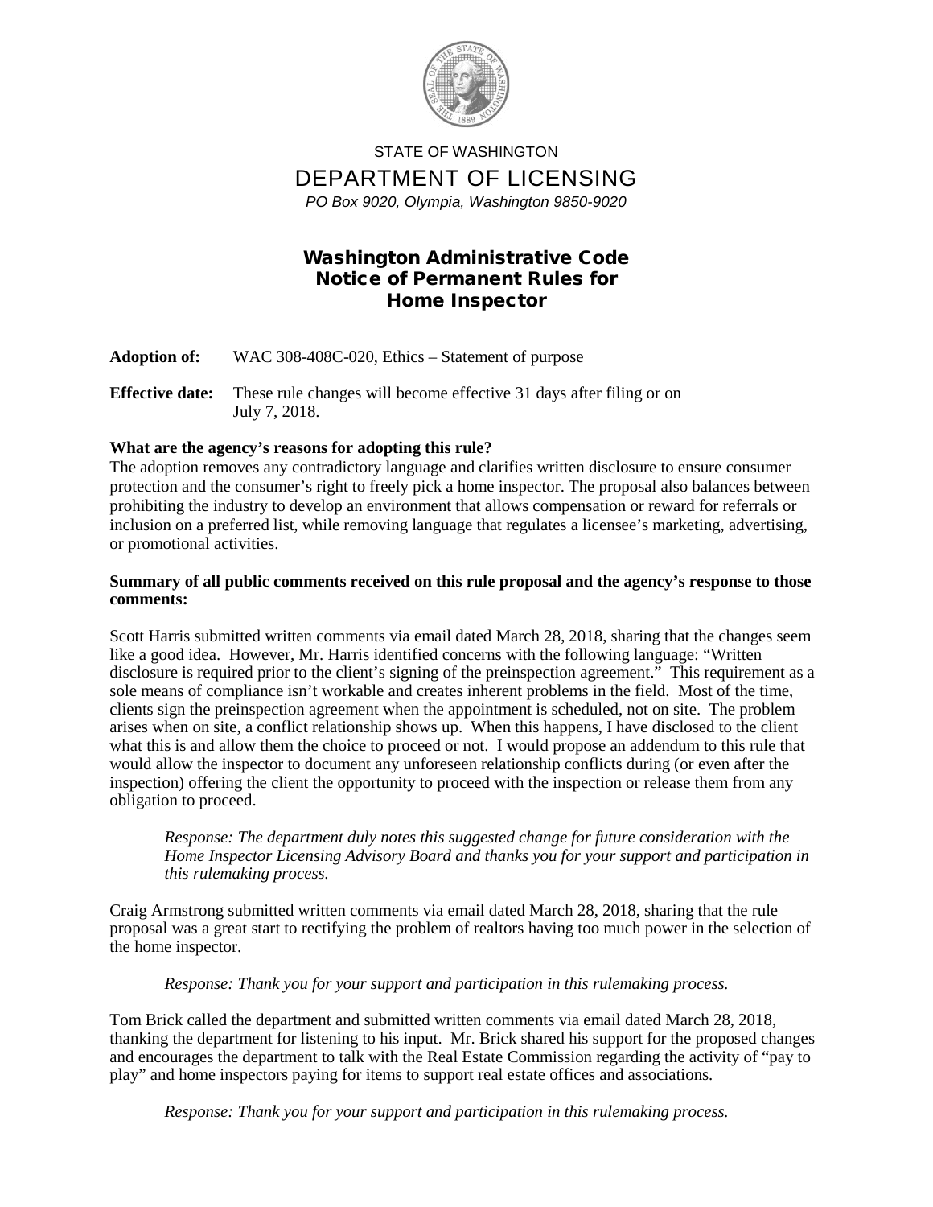STATE OF WASHINGTON

# DEPARTMENT OF LICENSING

*PO Box 9020, Olympia, Washington 9850-9020*

## Washington Administrative Code Notice of Permanent Rules for Home Inspector

**Adoption of:** WAC 308-408C-020, Ethics – Statement of purpose

**Effective date:** These rule changes will become effective 31 days after filing or on July 7, 2018.

**What are the agency's reasons for adopting this rule?**

The adoption removes any contradictory language and clarifies written disclosure to ensure consumer protection and the consumer's right to freely pick a home inspector. The proposal also balances between prohibiting the industry to develop an environment that allows compensation or reward for referrals or inclusion on a preferred list, while removing language that regulates a licensee's marketing, advertising, or promotional activities.

**Summary of all public comments received on this rule proposal and the agency's response to those comments:**

Scott Harris submitted written comments via email dated March 28, 2018, sharing that the changes seem like a good idea. However, Mr. Harris identified concerns with the following language: "Written disclosure is required prior to the client's signing of the preinspection agreement." This requirement as a sole means of compliance isn't workable and creates inherent problems in the field. Most of the time, clients sign the preinspection agreement when the appointment is scheduled, not on site. The problem arises when on site, a conflict relationship shows up. When this happens, I have disclosed to the client what this is and allow them the choice to proceed or not. I would propose an addendum to this rule that would allow the inspector to document any unforeseen relationship conflicts during (or even after the inspection) offering the client the opportunity to proceed with the inspection or release them from any obligation to proceed.

> *Response: The department duly notes this suggested change for future consideration with the Home Inspector Licensing Advisory Board and thanks you for your support and participation in this rulemaking process.*

Craig Armstrong submitted written comments via email dated March 28, 2018, sharing that the rule proposal was a great start to rectifying the problem of realtors having too much power in the selection of the home inspector.

> *Response: Thank you for your support and participation in this rulemaking process.*

Tom Brick called the department and submitted written comments via email dated March 28, 2018, thanking the department for listening to his input. Mr. Brick shared his support for the proposed changes and encourages the department to talk with the Real Estate Commission regarding the activity of "pay to play" and home inspectors paying for items to support real estate offices and associations.

> *Response: Thank you for your support and participation in this rulemaking process.*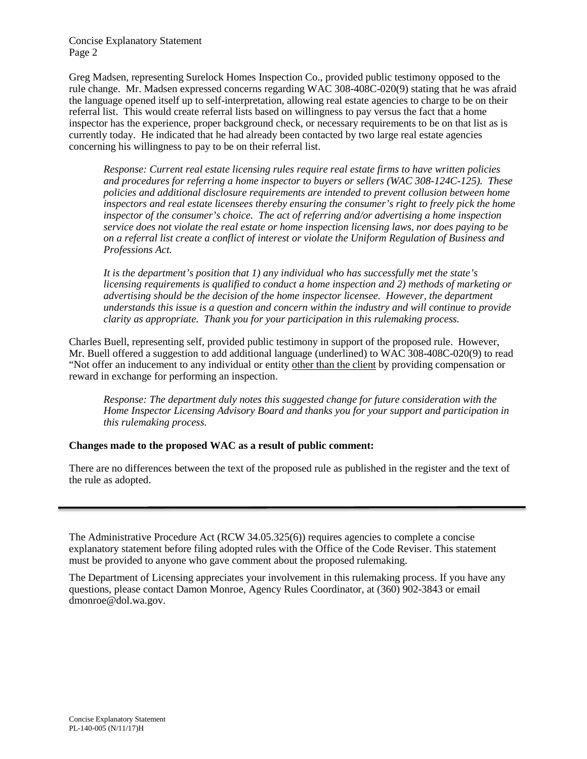Greg Madsen, representing Surelock Homes Inspection Co., provided public testimony opposed to the rule change. Mr. Madsen expressed concerns regarding WAC 308-408C-020(9) stating that he was afraid the language opened itself up to self-interpretation, allowing real estate agencies to charge to be on their referral list. This would create referral lists based on willingness to pay versus the fact that a home inspector has the experience, proper background check, or necessary requirements to be on that list as is currently today. He indicated that he had already been contacted by two large real estate agencies concerning his willingness to pay to be on their referral list.

> *Response: Current real estate licensing rules require real estate firms to have written policies and procedures for referring a home inspector to buyers or sellers (WAC 308-124C-125). These policies and additional disclosure requirements are intended to prevent collusion between home inspectors and real estate licensees thereby ensuring the consumer's right to freely pick the home inspector of the consumer's choice. The act of referring and/or advertising a home inspection service does not violate the real estate or home inspection licensing laws, nor does paying to be on a referral list create a conflict of interest or violate the Uniform Regulation of Business and Professions Act.*
>
> *It is the department's position that 1) any individual who has successfully met the state's licensing requirements is qualified to conduct a home inspection and 2) methods of marketing or advertising should be the decision of the home inspector licensee. However, the department understands this issue is a question and concern within the industry and will continue to provide clarity as appropriate. Thank you for your participation in this rulemaking process.*

Charles Buell, representing self, provided public testimony in support of the proposed rule. However, Mr. Buell offered a suggestion to add additional language (underlined) to WAC 308-408C-020(9) to read "Not offer an inducement to any individual or entity <u>other than the client</u> by providing compensation or reward in exchange for performing an inspection.

> *Response: The department duly notes this suggested change for future consideration with the Home Inspector Licensing Advisory Board and thanks you for your support and participation in this rulemaking process.*

**Changes made to the proposed WAC as a result of public comment:**

There are no differences between the text of the proposed rule as published in the register and the text of the rule as adopted.

---

The Administrative Procedure Act (RCW 34.05.325(6)) requires agencies to complete a concise explanatory statement before filing adopted rules with the Office of the Code Reviser. This statement must be provided to anyone who gave comment about the proposed rulemaking.

The Department of Licensing appreciates your involvement in this rulemaking process. If you have any questions, please contact Damon Monroe, Agency Rules Coordinator, at (360) 902-3843 or email dmonroe@dol.wa.gov.